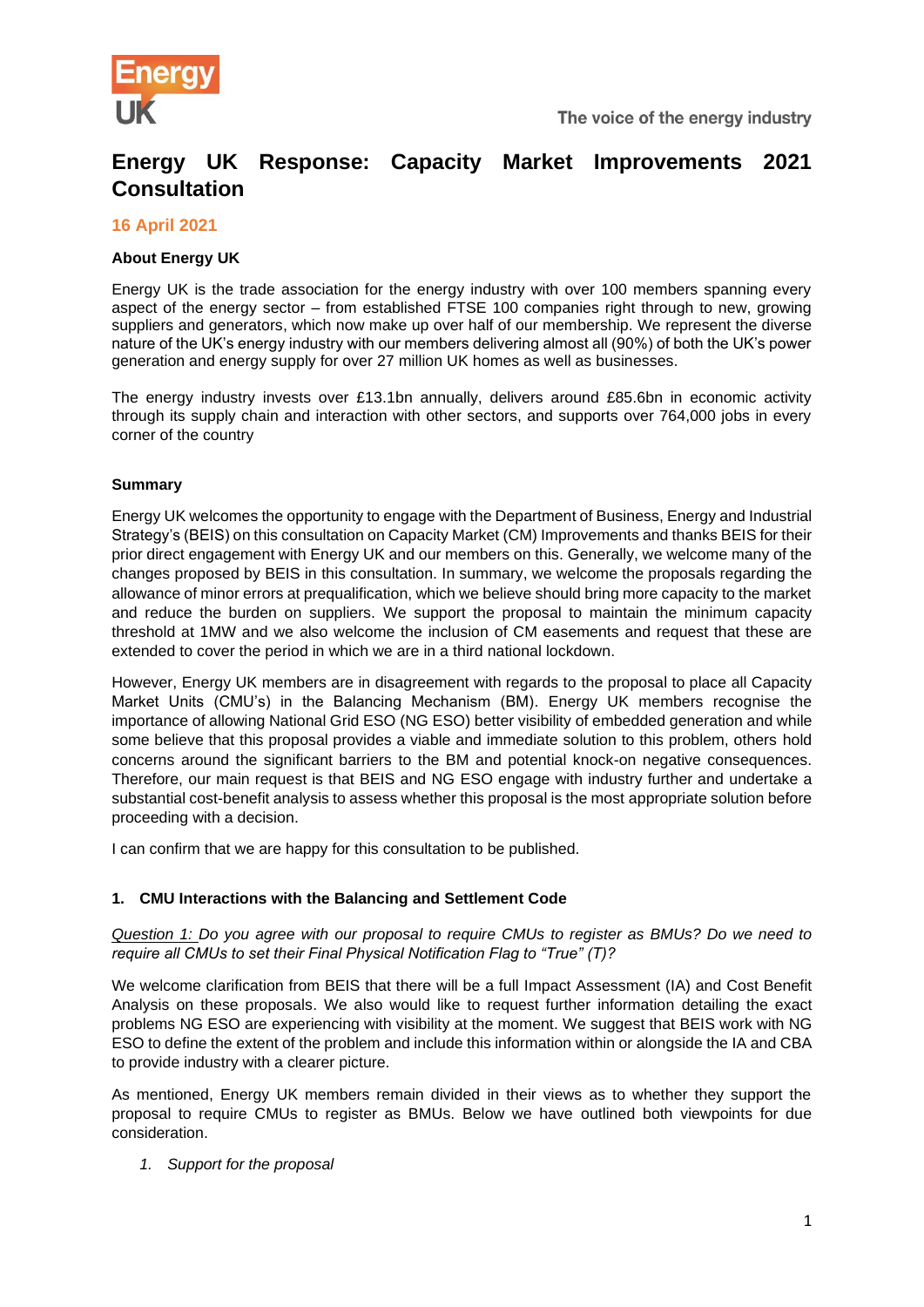Energy UK

The voice of the energy industry

# Energy UK Response: Capacity Market Improvements 2021 Consultation

**16 April 2021**

**About Energy UK**

Energy UK is the trade association for the energy industry with over 100 members spanning every aspect of the energy sector – from established FTSE 100 companies right through to new, growing suppliers and generators, which now make up over half of our membership. We represent the diverse nature of the UK's energy industry with our members delivering almost all (90%) of both the UK's power generation and energy supply for over 27 million UK homes as well as businesses.

The energy industry invests over £13.1bn annually, delivers around £85.6bn in economic activity through its supply chain and interaction with other sectors, and supports over 764,000 jobs in every corner of the country

**Summary**

Energy UK welcomes the opportunity to engage with the Department of Business, Energy and Industrial Strategy's (BEIS) on this consultation on Capacity Market (CM) Improvements and thanks BEIS for their prior direct engagement with Energy UK and our members on this. Generally, we welcome many of the changes proposed by BEIS in this consultation. In summary, we welcome the proposals regarding the allowance of minor errors at prequalification, which we believe should bring more capacity to the market and reduce the burden on suppliers. We support the proposal to maintain the minimum capacity threshold at 1MW and we also welcome the inclusion of CM easements and request that these are extended to cover the period in which we are in a third national lockdown.

However, Energy UK members are in disagreement with regards to the proposal to place all Capacity Market Units (CMU's) in the Balancing Mechanism (BM). Energy UK members recognise the importance of allowing National Grid ESO (NG ESO) better visibility of embedded generation and while some believe that this proposal provides a viable and immediate solution to this problem, others hold concerns around the significant barriers to the BM and potential knock-on negative consequences. Therefore, our main request is that BEIS and NG ESO engage with industry further and undertake a substantial cost-benefit analysis to assess whether this proposal is the most appropriate solution before proceeding with a decision.

I can confirm that we are happy for this consultation to be published.

### 1. CMU Interactions with the Balancing and Settlement Code

*Question 1: Do you agree with our proposal to require CMUs to register as BMUs? Do we need to require all CMUs to set their Final Physical Notification Flag to "True" (T)?*

We welcome clarification from BEIS that there will be a full Impact Assessment (IA) and Cost Benefit Analysis on these proposals. We also would like to request further information detailing the exact problems NG ESO are experiencing with visibility at the moment. We suggest that BEIS work with NG ESO to define the extent of the problem and include this information within or alongside the IA and CBA to provide industry with a clearer picture.

As mentioned, Energy UK members remain divided in their views as to whether they support the proposal to require CMUs to register as BMUs. Below we have outlined both viewpoints for due consideration.

1. *Support for the proposal*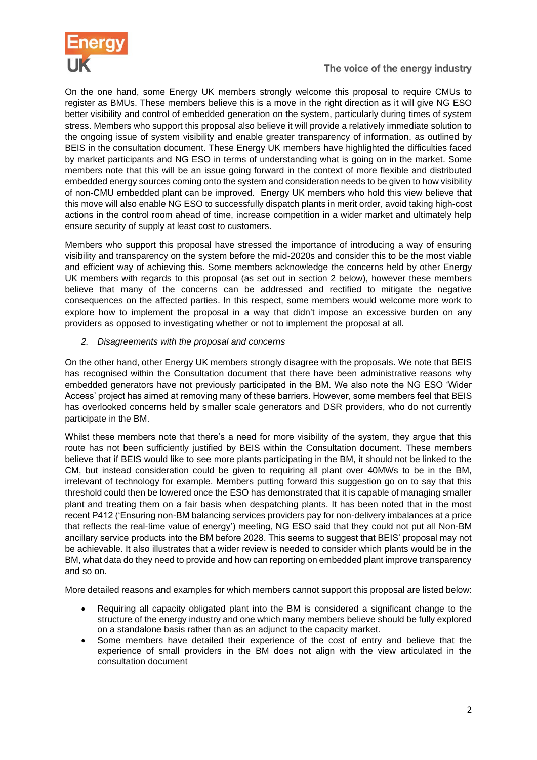On the one hand, some Energy UK members strongly welcome this proposal to require CMUs to register as BMUs. These members believe this is a move in the right direction as it will give NG ESO better visibility and control of embedded generation on the system, particularly during times of system stress. Members who support this proposal also believe it will provide a relatively immediate solution to the ongoing issue of system visibility and enable greater transparency of information, as outlined by BEIS in the consultation document. These Energy UK members have highlighted the difficulties faced by market participants and NG ESO in terms of understanding what is going on in the market. Some members note that this will be an issue going forward in the context of more flexible and distributed embedded energy sources coming onto the system and consideration needs to be given to how visibility of non-CMU embedded plant can be improved. Energy UK members who hold this view believe that this move will also enable NG ESO to successfully dispatch plants in merit order, avoid taking high-cost actions in the control room ahead of time, increase competition in a wider market and ultimately help ensure security of supply at least cost to customers.

Members who support this proposal have stressed the importance of introducing a way of ensuring visibility and transparency on the system before the mid-2020s and consider this to be the most viable and efficient way of achieving this. Some members acknowledge the concerns held by other Energy UK members with regards to this proposal (as set out in section 2 below), however these members believe that many of the concerns can be addressed and rectified to mitigate the negative consequences on the affected parties. In this respect, some members would welcome more work to explore how to implement the proposal in a way that didn't impose an excessive burden on any providers as opposed to investigating whether or not to implement the proposal at all.

2. *Disagreements with the proposal and concerns*

On the other hand, other Energy UK members strongly disagree with the proposals. We note that BEIS has recognised within the Consultation document that there have been administrative reasons why embedded generators have not previously participated in the BM. We also note the NG ESO 'Wider Access' project has aimed at removing many of these barriers. However, some members feel that BEIS has overlooked concerns held by smaller scale generators and DSR providers, who do not currently participate in the BM.

Whilst these members note that there's a need for more visibility of the system, they argue that this route has not been sufficiently justified by BEIS within the Consultation document. These members believe that if BEIS would like to see more plants participating in the BM, it should not be linked to the CM, but instead consideration could be given to requiring all plant over 40MWs to be in the BM, irrelevant of technology for example. Members putting forward this suggestion go on to say that this threshold could then be lowered once the ESO has demonstrated that it is capable of managing smaller plant and treating them on a fair basis when despatching plants. It has been noted that in the most recent P412 ('Ensuring non-BM balancing services providers pay for non-delivery imbalances at a price that reflects the real-time value of energy') meeting, NG ESO said that they could not put all Non-BM ancillary service products into the BM before 2028. This seems to suggest that BEIS' proposal may not be achievable. It also illustrates that a wider review is needed to consider which plants would be in the BM, what data do they need to provide and how can reporting on embedded plant improve transparency and so on.

More detailed reasons and examples for which members cannot support this proposal are listed below:

- Requiring all capacity obligated plant into the BM is considered a significant change to the structure of the energy industry and one which many members believe should be fully explored on a standalone basis rather than as an adjunct to the capacity market.
- Some members have detailed their experience of the cost of entry and believe that the experience of small providers in the BM does not align with the view articulated in the consultation document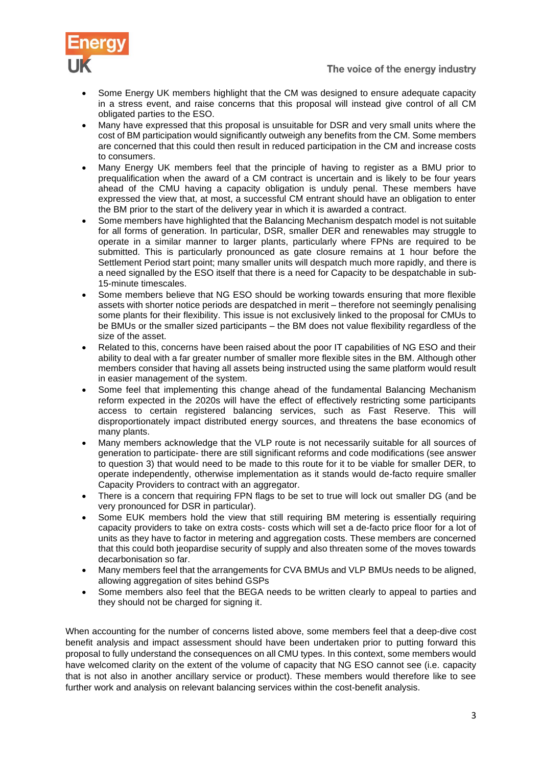- Some Energy UK members highlight that the CM was designed to ensure adequate capacity in a stress event, and raise concerns that this proposal will instead give control of all CM obligated parties to the ESO.
- Many have expressed that this proposal is unsuitable for DSR and very small units where the cost of BM participation would significantly outweigh any benefits from the CM. Some members are concerned that this could then result in reduced participation in the CM and increase costs to consumers.
- Many Energy UK members feel that the principle of having to register as a BMU prior to prequalification when the award of a CM contract is uncertain and is likely to be four years ahead of the CMU having a capacity obligation is unduly penal. These members have expressed the view that, at most, a successful CM entrant should have an obligation to enter the BM prior to the start of the delivery year in which it is awarded a contract.
- Some members have highlighted that the Balancing Mechanism despatch model is not suitable for all forms of generation. In particular, DSR, smaller DER and renewables may struggle to operate in a similar manner to larger plants, particularly where FPNs are required to be submitted. This is particularly pronounced as gate closure remains at 1 hour before the Settlement Period start point; many smaller units will despatch much more rapidly, and there is a need signalled by the ESO itself that there is a need for Capacity to be despatchable in sub-15-minute timescales.
- Some members believe that NG ESO should be working towards ensuring that more flexible assets with shorter notice periods are despatched in merit – therefore not seemingly penalising some plants for their flexibility. This issue is not exclusively linked to the proposal for CMUs to be BMUs or the smaller sized participants – the BM does not value flexibility regardless of the size of the asset.
- Related to this, concerns have been raised about the poor IT capabilities of NG ESO and their ability to deal with a far greater number of smaller more flexible sites in the BM. Although other members consider that having all assets being instructed using the same platform would result in easier management of the system.
- Some feel that implementing this change ahead of the fundamental Balancing Mechanism reform expected in the 2020s will have the effect of effectively restricting some participants access to certain registered balancing services, such as Fast Reserve. This will disproportionately impact distributed energy sources, and threatens the base economics of many plants.
- Many members acknowledge that the VLP route is not necessarily suitable for all sources of generation to participate- there are still significant reforms and code modifications (see answer to question 3) that would need to be made to this route for it to be viable for smaller DER, to operate independently, otherwise implementation as it stands would de-facto require smaller Capacity Providers to contract with an aggregator.
- There is a concern that requiring FPN flags to be set to true will lock out smaller DG (and be very pronounced for DSR in particular).
- Some EUK members hold the view that still requiring BM metering is essentially requiring capacity providers to take on extra costs- costs which will set a de-facto price floor for a lot of units as they have to factor in metering and aggregation costs. These members are concerned that this could both jeopardise security of supply and also threaten some of the moves towards decarbonisation so far.
- Many members feel that the arrangements for CVA BMUs and VLP BMUs needs to be aligned, allowing aggregation of sites behind GSPs
- Some members also feel that the BEGA needs to be written clearly to appeal to parties and they should not be charged for signing it.

When accounting for the number of concerns listed above, some members feel that a deep-dive cost benefit analysis and impact assessment should have been undertaken prior to putting forward this proposal to fully understand the consequences on all CMU types. In this context, some members would have welcomed clarity on the extent of the volume of capacity that NG ESO cannot see (i.e. capacity that is not also in another ancillary service or product). These members would therefore like to see further work and analysis on relevant balancing services within the cost-benefit analysis.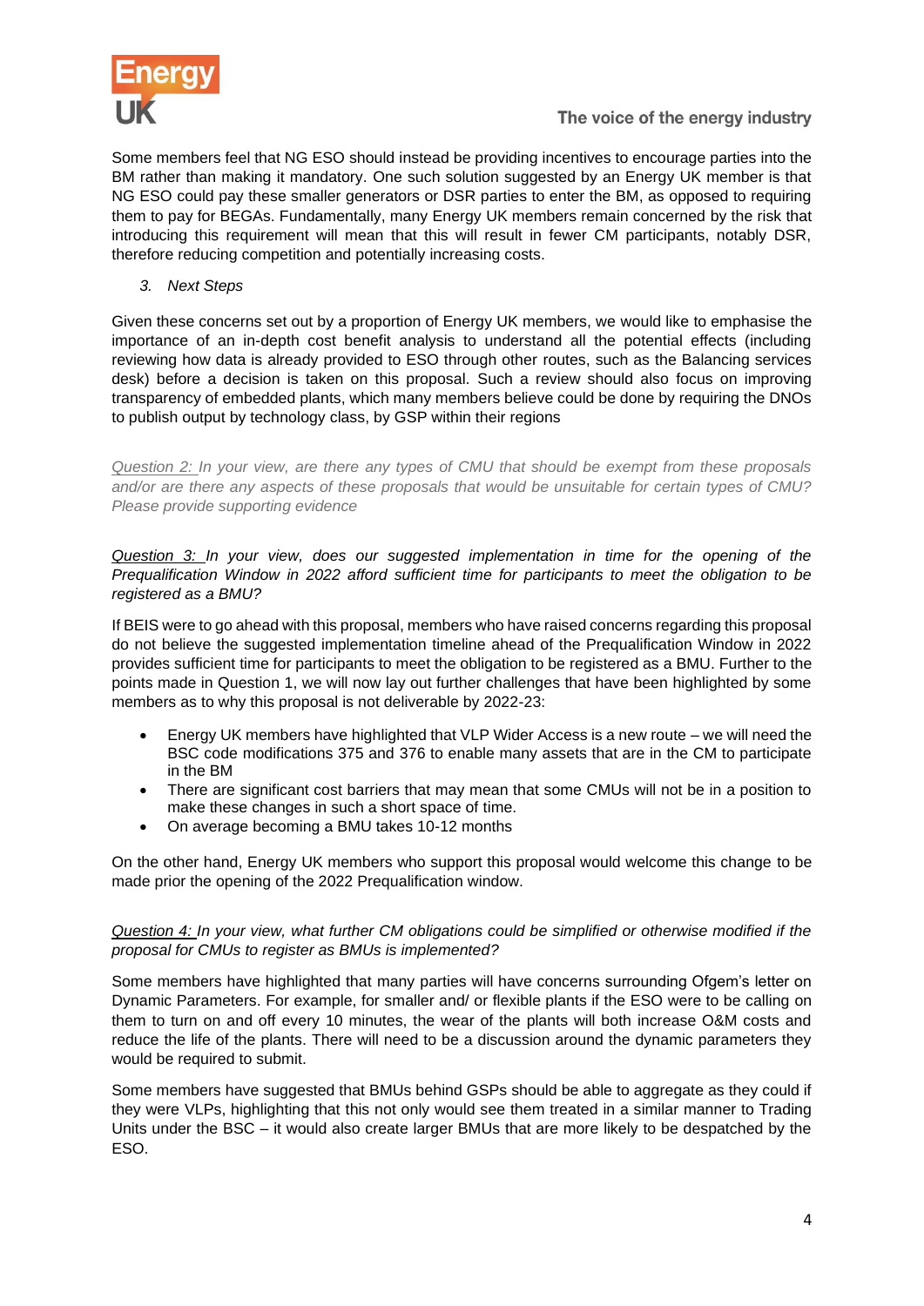Some members feel that NG ESO should instead be providing incentives to encourage parties into the BM rather than making it mandatory. One such solution suggested by an Energy UK member is that NG ESO could pay these smaller generators or DSR parties to enter the BM, as opposed to requiring them to pay for BEGAs. Fundamentally, many Energy UK members remain concerned by the risk that introducing this requirement will mean that this will result in fewer CM participants, notably DSR, therefore reducing competition and potentially increasing costs.

3. *Next Steps*

Given these concerns set out by a proportion of Energy UK members, we would like to emphasise the importance of an in-depth cost benefit analysis to understand all the potential effects (including reviewing how data is already provided to ESO through other routes, such as the Balancing services desk) before a decision is taken on this proposal. Such a review should also focus on improving transparency of embedded plants, which many members believe could be done by requiring the DNOs to publish output by technology class, by GSP within their regions

*Question 2: In your view, are there any types of CMU that should be exempt from these proposals and/or are there any aspects of these proposals that would be unsuitable for certain types of CMU? Please provide supporting evidence*

*Question 3: In your view, does our suggested implementation in time for the opening of the Prequalification Window in 2022 afford sufficient time for participants to meet the obligation to be registered as a BMU?*

If BEIS were to go ahead with this proposal, members who have raised concerns regarding this proposal do not believe the suggested implementation timeline ahead of the Prequalification Window in 2022 provides sufficient time for participants to meet the obligation to be registered as a BMU. Further to the points made in Question 1, we will now lay out further challenges that have been highlighted by some members as to why this proposal is not deliverable by 2022-23:

- Energy UK members have highlighted that VLP Wider Access is a new route – we will need the BSC code modifications 375 and 376 to enable many assets that are in the CM to participate in the BM
- There are significant cost barriers that may mean that some CMUs will not be in a position to make these changes in such a short space of time.
- On average becoming a BMU takes 10-12 months

On the other hand, Energy UK members who support this proposal would welcome this change to be made prior the opening of the 2022 Prequalification window.

*Question 4: In your view, what further CM obligations could be simplified or otherwise modified if the proposal for CMUs to register as BMUs is implemented?*

Some members have highlighted that many parties will have concerns surrounding Ofgem's letter on Dynamic Parameters. For example, for smaller and/ or flexible plants if the ESO were to be calling on them to turn on and off every 10 minutes, the wear of the plants will both increase O&M costs and reduce the life of the plants. There will need to be a discussion around the dynamic parameters they would be required to submit.

Some members have suggested that BMUs behind GSPs should be able to aggregate as they could if they were VLPs, highlighting that this not only would see them treated in a similar manner to Trading Units under the BSC – it would also create larger BMUs that are more likely to be despatched by the ESO.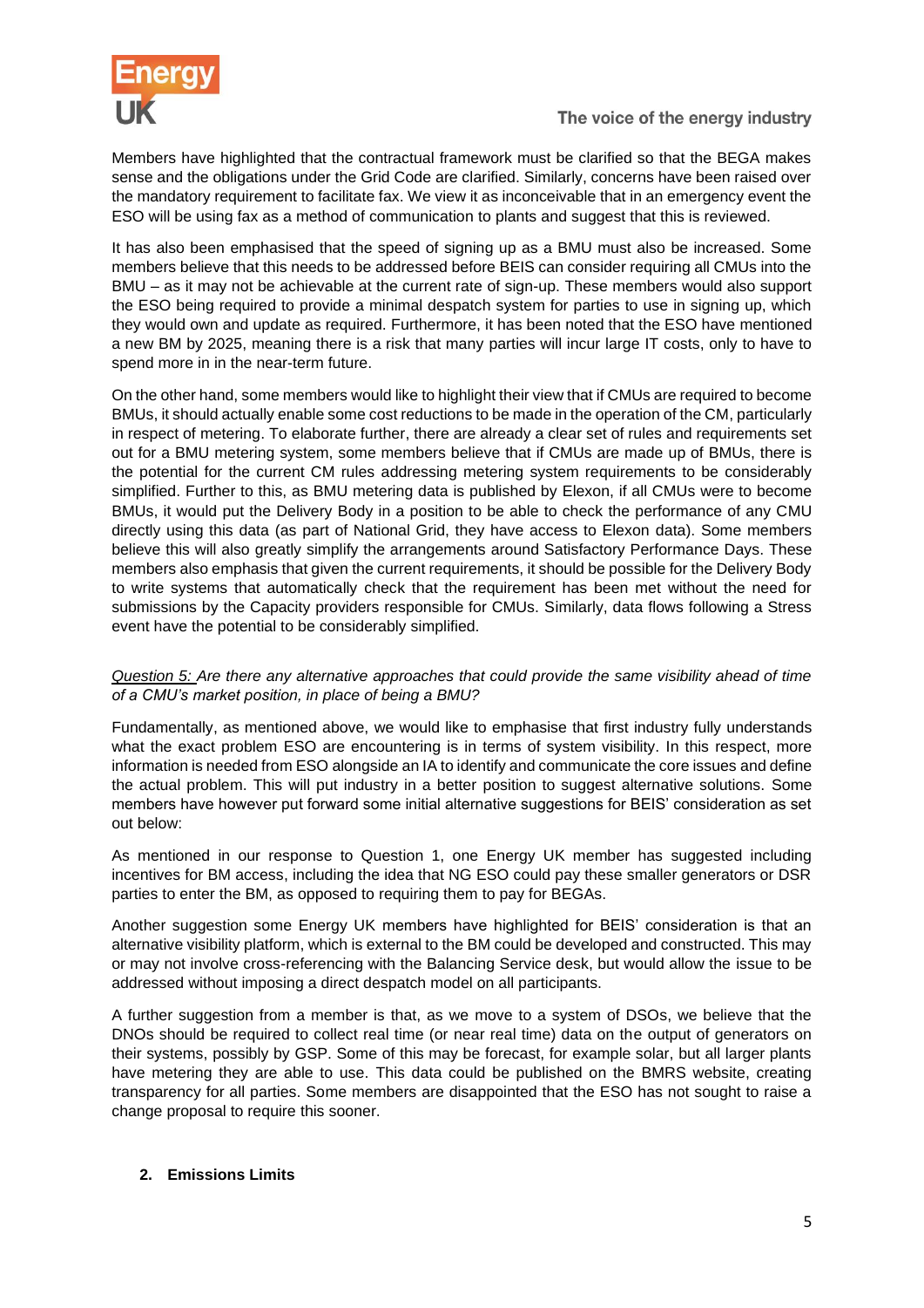Members have highlighted that the contractual framework must be clarified so that the BEGA makes sense and the obligations under the Grid Code are clarified. Similarly, concerns have been raised over the mandatory requirement to facilitate fax. We view it as inconceivable that in an emergency event the ESO will be using fax as a method of communication to plants and suggest that this is reviewed.

It has also been emphasised that the speed of signing up as a BMU must also be increased. Some members believe that this needs to be addressed before BEIS can consider requiring all CMUs into the BMU – as it may not be achievable at the current rate of sign-up. These members would also support the ESO being required to provide a minimal despatch system for parties to use in signing up, which they would own and update as required. Furthermore, it has been noted that the ESO have mentioned a new BM by 2025, meaning there is a risk that many parties will incur large IT costs, only to have to spend more in in the near-term future.

On the other hand, some members would like to highlight their view that if CMUs are required to become BMUs, it should actually enable some cost reductions to be made in the operation of the CM, particularly in respect of metering. To elaborate further, there are already a clear set of rules and requirements set out for a BMU metering system, some members believe that if CMUs are made up of BMUs, there is the potential for the current CM rules addressing metering system requirements to be considerably simplified. Further to this, as BMU metering data is published by Elexon, if all CMUs were to become BMUs, it would put the Delivery Body in a position to be able to check the performance of any CMU directly using this data (as part of National Grid, they have access to Elexon data). Some members believe this will also greatly simplify the arrangements around Satisfactory Performance Days. These members also emphasis that given the current requirements, it should be possible for the Delivery Body to write systems that automatically check that the requirement has been met without the need for submissions by the Capacity providers responsible for CMUs. Similarly, data flows following a Stress event have the potential to be considerably simplified.

*<u>Question 5:</u> Are there any alternative approaches that could provide the same visibility ahead of time of a CMU's market position, in place of being a BMU?*

Fundamentally, as mentioned above, we would like to emphasise that first industry fully understands what the exact problem ESO are encountering is in terms of system visibility. In this respect, more information is needed from ESO alongside an IA to identify and communicate the core issues and define the actual problem. This will put industry in a better position to suggest alternative solutions. Some members have however put forward some initial alternative suggestions for BEIS' consideration as set out below:

As mentioned in our response to Question 1, one Energy UK member has suggested including incentives for BM access, including the idea that NG ESO could pay these smaller generators or DSR parties to enter the BM, as opposed to requiring them to pay for BEGAs.

Another suggestion some Energy UK members have highlighted for BEIS' consideration is that an alternative visibility platform, which is external to the BM could be developed and constructed. This may or may not involve cross-referencing with the Balancing Service desk, but would allow the issue to be addressed without imposing a direct despatch model on all participants.

A further suggestion from a member is that, as we move to a system of DSOs, we believe that the DNOs should be required to collect real time (or near real time) data on the output of generators on their systems, possibly by GSP. Some of this may be forecast, for example solar, but all larger plants have metering they are able to use. This data could be published on the BMRS website, creating transparency for all parties. Some members are disappointed that the ESO has not sought to raise a change proposal to require this sooner.

## 2. Emissions Limits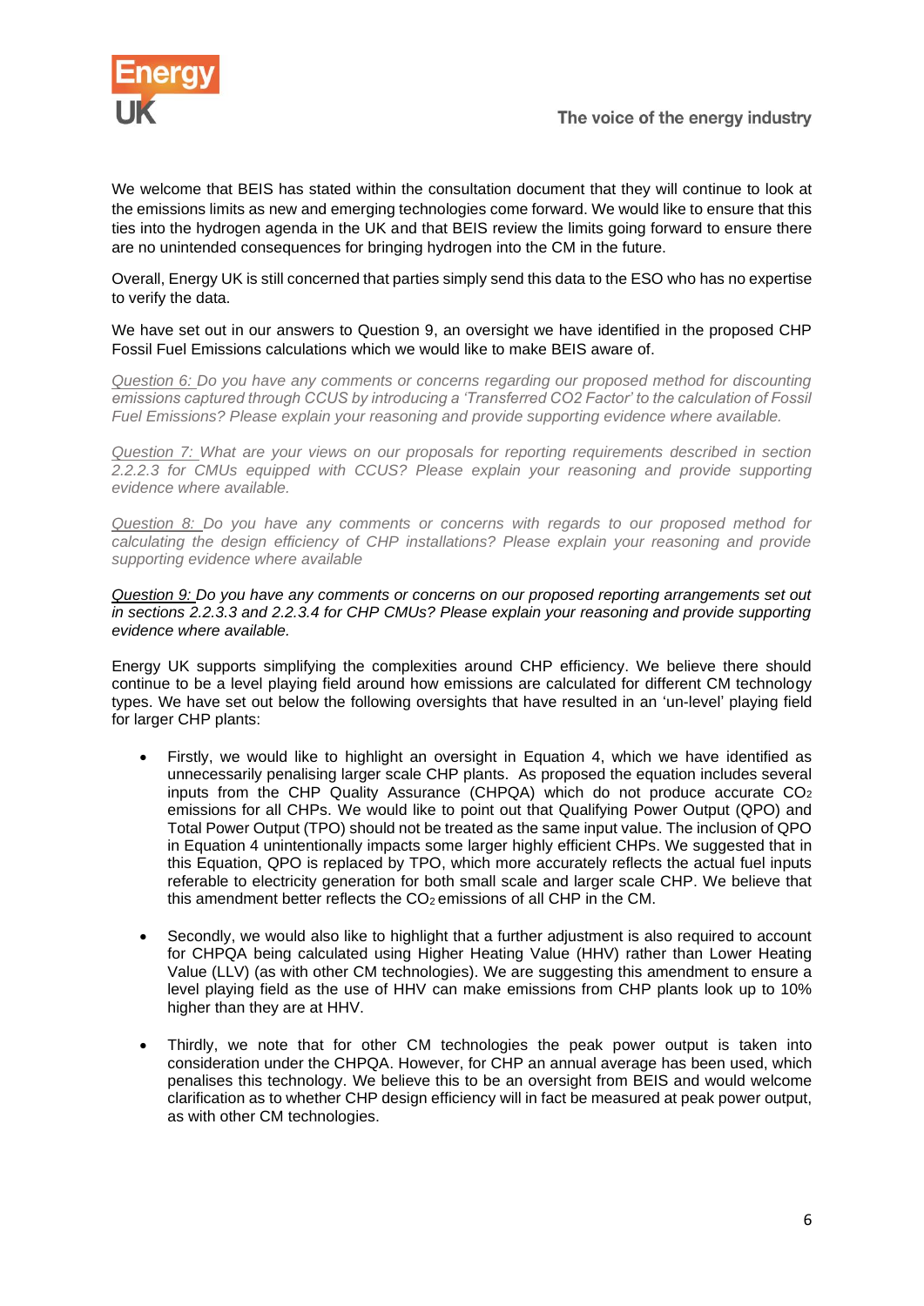We welcome that BEIS has stated within the consultation document that they will continue to look at the emissions limits as new and emerging technologies come forward. We would like to ensure that this ties into the hydrogen agenda in the UK and that BEIS review the limits going forward to ensure there are no unintended consequences for bringing hydrogen into the CM in the future.

Overall, Energy UK is still concerned that parties simply send this data to the ESO who has no expertise to verify the data.

We have set out in our answers to Question 9, an oversight we have identified in the proposed CHP Fossil Fuel Emissions calculations which we would like to make BEIS aware of.

*Question 6: Do you have any comments or concerns regarding our proposed method for discounting emissions captured through CCUS by introducing a 'Transferred CO2 Factor' to the calculation of Fossil Fuel Emissions? Please explain your reasoning and provide supporting evidence where available.*

*Question 7: What are your views on our proposals for reporting requirements described in section 2.2.2.3 for CMUs equipped with CCUS? Please explain your reasoning and provide supporting evidence where available.*

*Question 8: Do you have any comments or concerns with regards to our proposed method for calculating the design efficiency of CHP installations? Please explain your reasoning and provide supporting evidence where available*

*Question 9: Do you have any comments or concerns on our proposed reporting arrangements set out in sections 2.2.3.3 and 2.2.3.4 for CHP CMUs? Please explain your reasoning and provide supporting evidence where available.*

Energy UK supports simplifying the complexities around CHP efficiency. We believe there should continue to be a level playing field around how emissions are calculated for different CM technology types. We have set out below the following oversights that have resulted in an 'un-level' playing field for larger CHP plants:

- Firstly, we would like to highlight an oversight in Equation 4, which we have identified as unnecessarily penalising larger scale CHP plants. As proposed the equation includes several inputs from the CHP Quality Assurance (CHPQA) which do not produce accurate $CO_2$ emissions for all CHPs. We would like to point out that Qualifying Power Output (QPO) and Total Power Output (TPO) should not be treated as the same input value. The inclusion of QPO in Equation 4 unintentionally impacts some larger highly efficient CHPs. We suggested that in this Equation, QPO is replaced by TPO, which more accurately reflects the actual fuel inputs referable to electricity generation for both small scale and larger scale CHP. We believe that this amendment better reflects the $CO_2$ emissions of all CHP in the CM.

- Secondly, we would also like to highlight that a further adjustment is also required to account for CHPQA being calculated using Higher Heating Value (HHV) rather than Lower Heating Value (LLV) (as with other CM technologies). We are suggesting this amendment to ensure a level playing field as the use of HHV can make emissions from CHP plants look up to 10% higher than they are at HHV.

- Thirdly, we note that for other CM technologies the peak power output is taken into consideration under the CHPQA. However, for CHP an annual average has been used, which penalises this technology. We believe this to be an oversight from BEIS and would welcome clarification as to whether CHP design efficiency will in fact be measured at peak power output, as with other CM technologies.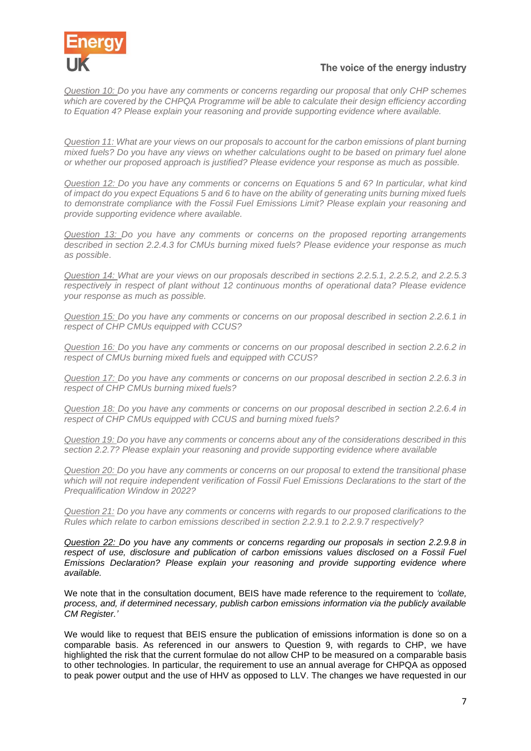*Question 10: Do you have any comments or concerns regarding our proposal that only CHP schemes which are covered by the CHPQA Programme will be able to calculate their design efficiency according to Equation 4? Please explain your reasoning and provide supporting evidence where available.*

*Question 11: What are your views on our proposals to account for the carbon emissions of plant burning mixed fuels? Do you have any views on whether calculations ought to be based on primary fuel alone or whether our proposed approach is justified? Please evidence your response as much as possible.*

*Question 12: Do you have any comments or concerns on Equations 5 and 6? In particular, what kind of impact do you expect Equations 5 and 6 to have on the ability of generating units burning mixed fuels to demonstrate compliance with the Fossil Fuel Emissions Limit? Please explain your reasoning and provide supporting evidence where available.*

*Question 13: Do you have any comments or concerns on the proposed reporting arrangements described in section 2.2.4.3 for CMUs burning mixed fuels? Please evidence your response as much as possible.*

*Question 14: What are your views on our proposals described in sections 2.2.5.1, 2.2.5.2, and 2.2.5.3 respectively in respect of plant without 12 continuous months of operational data? Please evidence your response as much as possible.*

*Question 15: Do you have any comments or concerns on our proposal described in section 2.2.6.1 in respect of CHP CMUs equipped with CCUS?*

*Question 16: Do you have any comments or concerns on our proposal described in section 2.2.6.2 in respect of CMUs burning mixed fuels and equipped with CCUS?*

*Question 17: Do you have any comments or concerns on our proposal described in section 2.2.6.3 in respect of CHP CMUs burning mixed fuels?*

*Question 18: Do you have any comments or concerns on our proposal described in section 2.2.6.4 in respect of CHP CMUs equipped with CCUS and burning mixed fuels?*

*Question 19: Do you have any comments or concerns about any of the considerations described in this section 2.2.7? Please explain your reasoning and provide supporting evidence where available*

*Question 20: Do you have any comments or concerns on our proposal to extend the transitional phase which will not require independent verification of Fossil Fuel Emissions Declarations to the start of the Prequalification Window in 2022?*

*Question 21: Do you have any comments or concerns with regards to our proposed clarifications to the Rules which relate to carbon emissions described in section 2.2.9.1 to 2.2.9.7 respectively?*

***Question 22: Do you have any comments or concerns regarding our proposals in section 2.2.9.8 in respect of use, disclosure and publication of carbon emissions values disclosed on a Fossil Fuel Emissions Declaration? Please explain your reasoning and provide supporting evidence where available.***

We note that in the consultation document, BEIS have made reference to the requirement to *'collate, process, and, if determined necessary, publish carbon emissions information via the publicly available CM Register.'*

We would like to request that BEIS ensure the publication of emissions information is done so on a comparable basis. As referenced in our answers to Question 9, with regards to CHP, we have highlighted the risk that the current formulae do not allow CHP to be measured on a comparable basis to other technologies. In particular, the requirement to use an annual average for CHPQA as opposed to peak power output and the use of HHV as opposed to LLV. The changes we have requested in our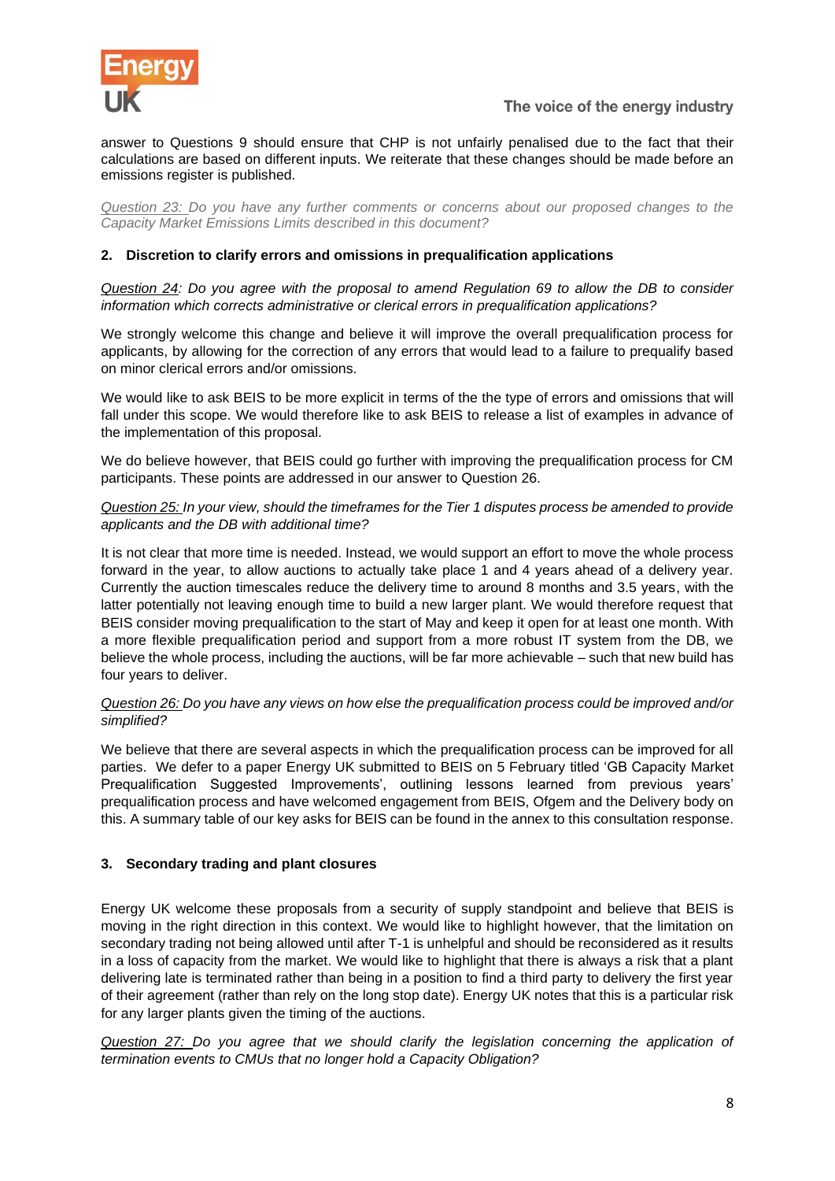answer to Questions 9 should ensure that CHP is not unfairly penalised due to the fact that their calculations are based on different inputs. We reiterate that these changes should be made before an emissions register is published.

*Question 23: Do you have any further comments or concerns about our proposed changes to the Capacity Market Emissions Limits described in this document?*

**2. Discretion to clarify errors and omissions in prequalification applications**

*Question 24: Do you agree with the proposal to amend Regulation 69 to allow the DB to consider information which corrects administrative or clerical errors in prequalification applications?*

We strongly welcome this change and believe it will improve the overall prequalification process for applicants, by allowing for the correction of any errors that would lead to a failure to prequalify based on minor clerical errors and/or omissions.

We would like to ask BEIS to be more explicit in terms of the the type of errors and omissions that will fall under this scope. We would therefore like to ask BEIS to release a list of examples in advance of the implementation of this proposal.

We do believe however, that BEIS could go further with improving the prequalification process for CM participants. These points are addressed in our answer to Question 26.

*Question 25: In your view, should the timeframes for the Tier 1 disputes process be amended to provide applicants and the DB with additional time?*

It is not clear that more time is needed. Instead, we would support an effort to move the whole process forward in the year, to allow auctions to actually take place 1 and 4 years ahead of a delivery year. Currently the auction timescales reduce the delivery time to around 8 months and 3.5 years, with the latter potentially not leaving enough time to build a new larger plant. We would therefore request that BEIS consider moving prequalification to the start of May and keep it open for at least one month. With a more flexible prequalification period and support from a more robust IT system from the DB, we believe the whole process, including the auctions, will be far more achievable – such that new build has four years to deliver.

*Question 26: Do you have any views on how else the prequalification process could be improved and/or simplified?*

We believe that there are several aspects in which the prequalification process can be improved for all parties. We defer to a paper Energy UK submitted to BEIS on 5 February titled 'GB Capacity Market Prequalification Suggested Improvements', outlining lessons learned from previous years' prequalification process and have welcomed engagement from BEIS, Ofgem and the Delivery body on this. A summary table of our key asks for BEIS can be found in the annex to this consultation response.

**3. Secondary trading and plant closures**

Energy UK welcome these proposals from a security of supply standpoint and believe that BEIS is moving in the right direction in this context. We would like to highlight however, that the limitation on secondary trading not being allowed until after T-1 is unhelpful and should be reconsidered as it results in a loss of capacity from the market. We would like to highlight that there is always a risk that a plant delivering late is terminated rather than being in a position to find a third party to delivery the first year of their agreement (rather than rely on the long stop date). Energy UK notes that this is a particular risk for any larger plants given the timing of the auctions.

*Question 27: Do you agree that we should clarify the legislation concerning the application of termination events to CMUs that no longer hold a Capacity Obligation?*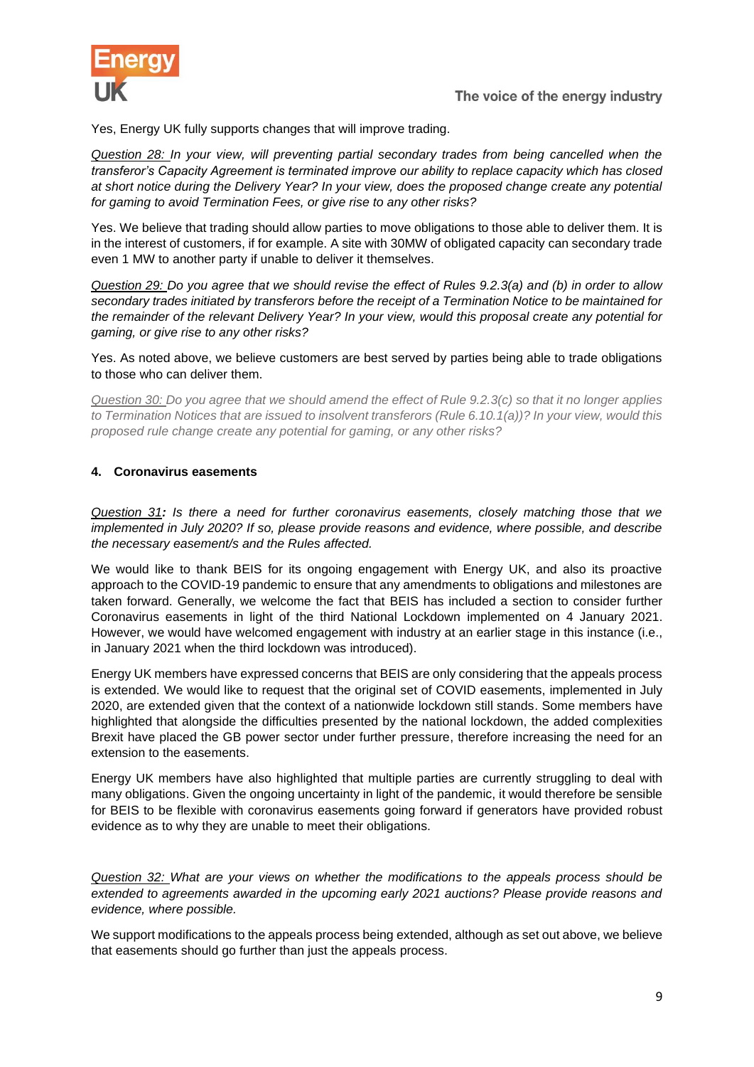Yes, Energy UK fully supports changes that will improve trading.

*Question 28: In your view, will preventing partial secondary trades from being cancelled when the transferor's Capacity Agreement is terminated improve our ability to replace capacity which has closed at short notice during the Delivery Year? In your view, does the proposed change create any potential for gaming to avoid Termination Fees, or give rise to any other risks?*

Yes. We believe that trading should allow parties to move obligations to those able to deliver them. It is in the interest of customers, if for example. A site with 30MW of obligated capacity can secondary trade even 1 MW to another party if unable to deliver it themselves.

*Question 29: Do you agree that we should revise the effect of Rules 9.2.3(a) and (b) in order to allow secondary trades initiated by transferors before the receipt of a Termination Notice to be maintained for the remainder of the relevant Delivery Year? In your view, would this proposal create any potential for gaming, or give rise to any other risks?*

Yes. As noted above, we believe customers are best served by parties being able to trade obligations to those who can deliver them.

*Question 30: Do you agree that we should amend the effect of Rule 9.2.3(c) so that it no longer applies to Termination Notices that are issued to insolvent transferors (Rule 6.10.1(a))? In your view, would this proposed rule change create any potential for gaming, or any other risks?*

## 4. Coronavirus easements

*Question 31: Is there a need for further coronavirus easements, closely matching those that we implemented in July 2020? If so, please provide reasons and evidence, where possible, and describe the necessary easement/s and the Rules affected.*

We would like to thank BEIS for its ongoing engagement with Energy UK, and also its proactive approach to the COVID-19 pandemic to ensure that any amendments to obligations and milestones are taken forward. Generally, we welcome the fact that BEIS has included a section to consider further Coronavirus easements in light of the third National Lockdown implemented on 4 January 2021. However, we would have welcomed engagement with industry at an earlier stage in this instance (i.e., in January 2021 when the third lockdown was introduced).

Energy UK members have expressed concerns that BEIS are only considering that the appeals process is extended. We would like to request that the original set of COVID easements, implemented in July 2020, are extended given that the context of a nationwide lockdown still stands. Some members have highlighted that alongside the difficulties presented by the national lockdown, the added complexities Brexit have placed the GB power sector under further pressure, therefore increasing the need for an extension to the easements.

Energy UK members have also highlighted that multiple parties are currently struggling to deal with many obligations. Given the ongoing uncertainty in light of the pandemic, it would therefore be sensible for BEIS to be flexible with coronavirus easements going forward if generators have provided robust evidence as to why they are unable to meet their obligations.

*Question 32: What are your views on whether the modifications to the appeals process should be extended to agreements awarded in the upcoming early 2021 auctions? Please provide reasons and evidence, where possible.*

We support modifications to the appeals process being extended, although as set out above, we believe that easements should go further than just the appeals process.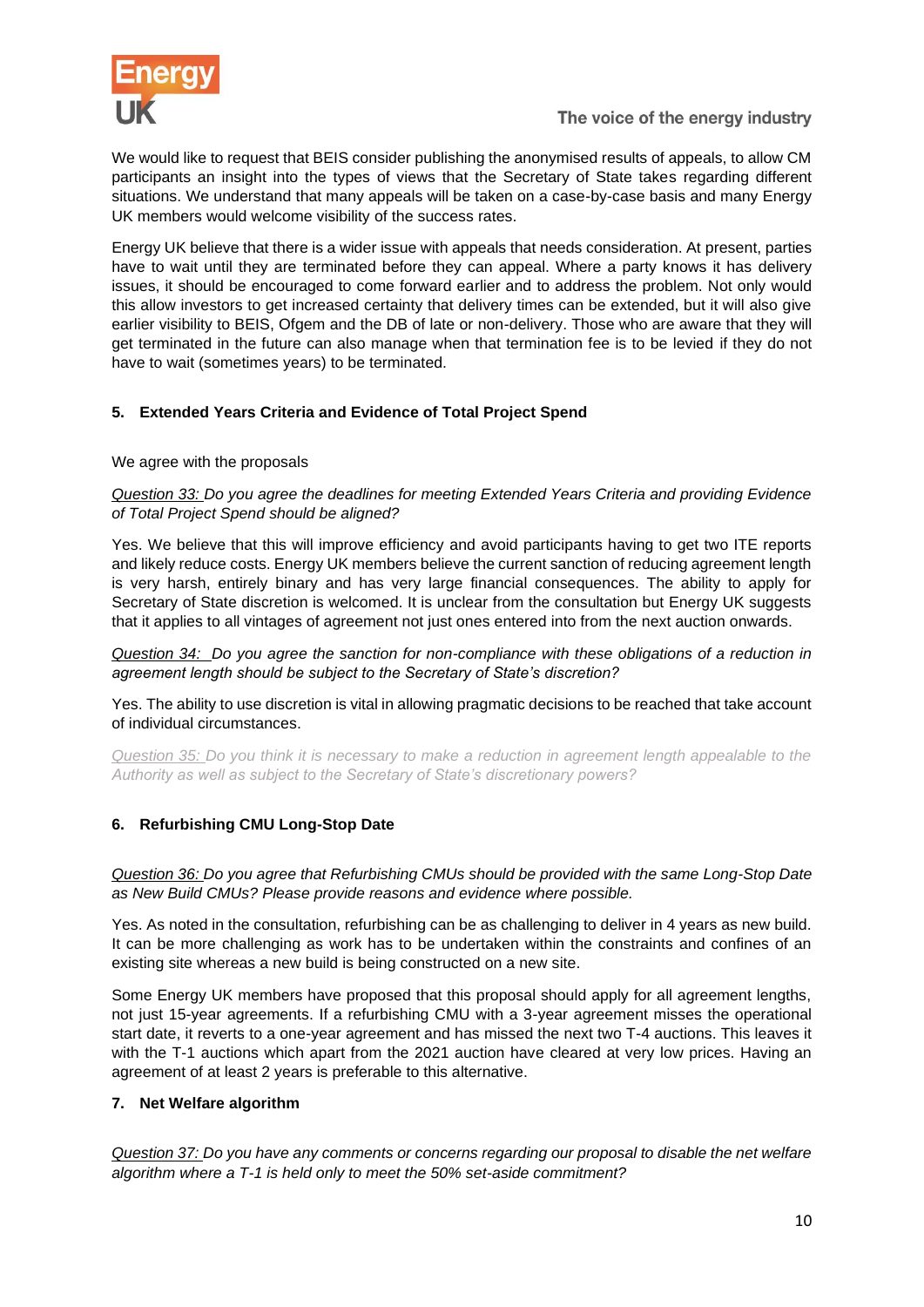We would like to request that BEIS consider publishing the anonymised results of appeals, to allow CM participants an insight into the types of views that the Secretary of State takes regarding different situations. We understand that many appeals will be taken on a case-by-case basis and many Energy UK members would welcome visibility of the success rates.

Energy UK believe that there is a wider issue with appeals that needs consideration. At present, parties have to wait until they are terminated before they can appeal. Where a party knows it has delivery issues, it should be encouraged to come forward earlier and to address the problem. Not only would this allow investors to get increased certainty that delivery times can be extended, but it will also give earlier visibility to BEIS, Ofgem and the DB of late or non-delivery. Those who are aware that they will get terminated in the future can also manage when that termination fee is to be levied if they do not have to wait (sometimes years) to be terminated.

## 5. Extended Years Criteria and Evidence of Total Project Spend

We agree with the proposals

*Question 33: Do you agree the deadlines for meeting Extended Years Criteria and providing Evidence of Total Project Spend should be aligned?*

Yes. We believe that this will improve efficiency and avoid participants having to get two ITE reports and likely reduce costs. Energy UK members believe the current sanction of reducing agreement length is very harsh, entirely binary and has very large financial consequences. The ability to apply for Secretary of State discretion is welcomed. It is unclear from the consultation but Energy UK suggests that it applies to all vintages of agreement not just ones entered into from the next auction onwards.

*Question 34: Do you agree the sanction for non-compliance with these obligations of a reduction in agreement length should be subject to the Secretary of State's discretion?*

Yes. The ability to use discretion is vital in allowing pragmatic decisions to be reached that take account of individual circumstances.

*Question 35: Do you think it is necessary to make a reduction in agreement length appealable to the Authority as well as subject to the Secretary of State's discretionary powers?*

## 6. Refurbishing CMU Long-Stop Date

*Question 36: Do you agree that Refurbishing CMUs should be provided with the same Long-Stop Date as New Build CMUs? Please provide reasons and evidence where possible.*

Yes. As noted in the consultation, refurbishing can be as challenging to deliver in 4 years as new build. It can be more challenging as work has to be undertaken within the constraints and confines of an existing site whereas a new build is being constructed on a new site.

Some Energy UK members have proposed that this proposal should apply for all agreement lengths, not just 15-year agreements. If a refurbishing CMU with a 3-year agreement misses the operational start date, it reverts to a one-year agreement and has missed the next two T-4 auctions. This leaves it with the T-1 auctions which apart from the 2021 auction have cleared at very low prices. Having an agreement of at least 2 years is preferable to this alternative.

## 7. Net Welfare algorithm

*Question 37: Do you have any comments or concerns regarding our proposal to disable the net welfare algorithm where a T-1 is held only to meet the 50% set-aside commitment?*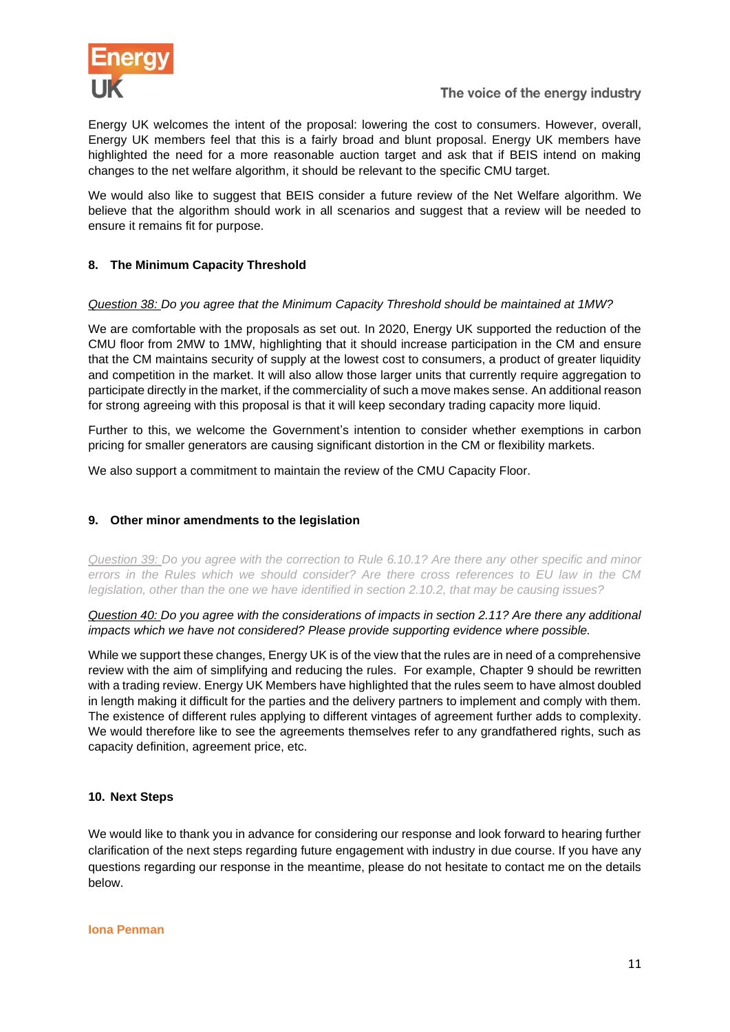Energy UK welcomes the intent of the proposal: lowering the cost to consumers. However, overall, Energy UK members feel that this is a fairly broad and blunt proposal. Energy UK members have highlighted the need for a more reasonable auction target and ask that if BEIS intend on making changes to the net welfare algorithm, it should be relevant to the specific CMU target.

We would also like to suggest that BEIS consider a future review of the Net Welfare algorithm. We believe that the algorithm should work in all scenarios and suggest that a review will be needed to ensure it remains fit for purpose.

## 8. The Minimum Capacity Threshold

*Question 38: Do you agree that the Minimum Capacity Threshold should be maintained at 1MW?*

We are comfortable with the proposals as set out. In 2020, Energy UK supported the reduction of the CMU floor from 2MW to 1MW, highlighting that it should increase participation in the CM and ensure that the CM maintains security of supply at the lowest cost to consumers, a product of greater liquidity and competition in the market. It will also allow those larger units that currently require aggregation to participate directly in the market, if the commerciality of such a move makes sense. An additional reason for strong agreeing with this proposal is that it will keep secondary trading capacity more liquid.

Further to this, we welcome the Government's intention to consider whether exemptions in carbon pricing for smaller generators are causing significant distortion in the CM or flexibility markets.

We also support a commitment to maintain the review of the CMU Capacity Floor.

## 9. Other minor amendments to the legislation

*Question 39: Do you agree with the correction to Rule 6.10.1? Are there any other specific and minor errors in the Rules which we should consider? Are there cross references to EU law in the CM legislation, other than the one we have identified in section 2.10.2, that may be causing issues?*

*Question 40: Do you agree with the considerations of impacts in section 2.11? Are there any additional impacts which we have not considered? Please provide supporting evidence where possible.*

While we support these changes, Energy UK is of the view that the rules are in need of a comprehensive review with the aim of simplifying and reducing the rules. For example, Chapter 9 should be rewritten with a trading review. Energy UK Members have highlighted that the rules seem to have almost doubled in length making it difficult for the parties and the delivery partners to implement and comply with them. The existence of different rules applying to different vintages of agreement further adds to complexity. We would therefore like to see the agreements themselves refer to any grandfathered rights, such as capacity definition, agreement price, etc.

## 10. Next Steps

We would like to thank you in advance for considering our response and look forward to hearing further clarification of the next steps regarding future engagement with industry in due course. If you have any questions regarding our response in the meantime, please do not hesitate to contact me on the details below.

**Iona Penman**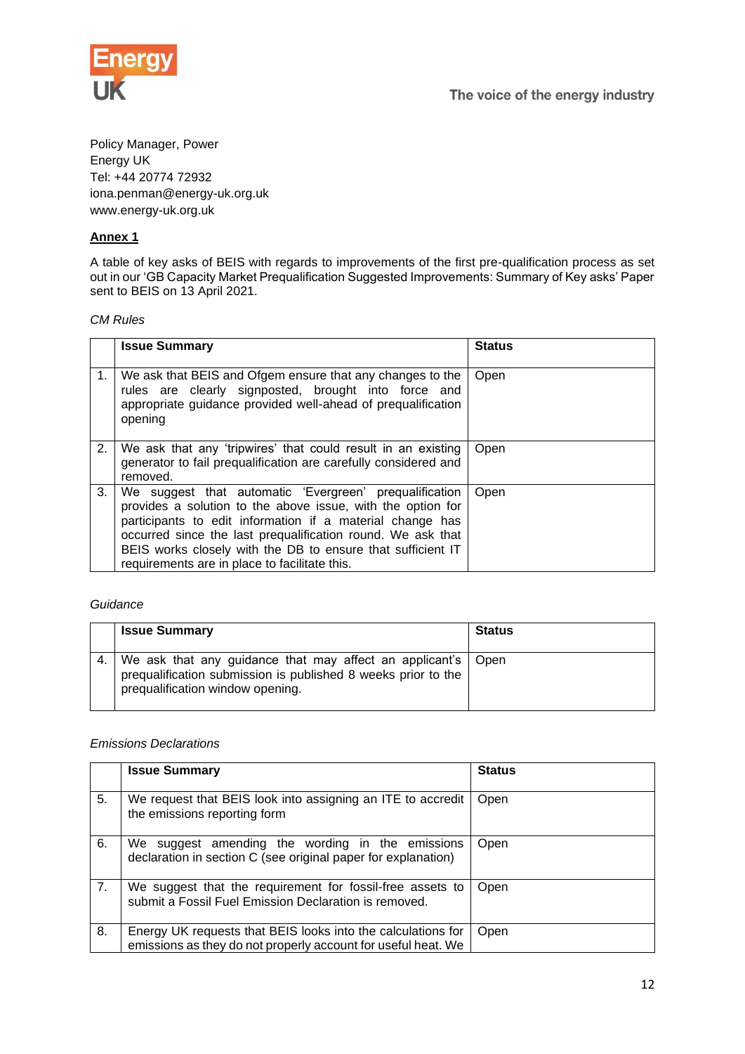Policy Manager, Power
Energy UK
Tel: +44 20774 72932
iona.penman@energy-uk.org.uk
www.energy-uk.org.uk

**Annex 1**

A table of key asks of BEIS with regards to improvements of the first pre-qualification process as set out in our 'GB Capacity Market Prequalification Suggested Improvements: Summary of Key asks' Paper sent to BEIS on 13 April 2021.

*CM Rules*

| | **Issue Summary** | **Status** |
|---|---|---|
| 1. | We ask that BEIS and Ofgem ensure that any changes to the rules are clearly signposted, brought into force and appropriate guidance provided well-ahead of prequalification opening | Open |
| 2. | We ask that any 'tripwires' that could result in an existing generator to fail prequalification are carefully considered and removed. | Open |
| 3. | We suggest that automatic 'Evergreen' prequalification provides a solution to the above issue, with the option for participants to edit information if a material change has occurred since the last prequalification round. We ask that BEIS works closely with the DB to ensure that sufficient IT requirements are in place to facilitate this. | Open |

*Guidance*

| | **Issue Summary** | **Status** |
|---|---|---|
| 4. | We ask that any guidance that may affect an applicant's prequalification submission is published 8 weeks prior to the prequalification window opening. | Open |

*Emissions Declarations*

| | **Issue Summary** | **Status** |
|---|---|---|
| 5. | We request that BEIS look into assigning an ITE to accredit the emissions reporting form | Open |
| 6. | We suggest amending the wording in the emissions declaration in section C (see original paper for explanation) | Open |
| 7. | We suggest that the requirement for fossil-free assets to submit a Fossil Fuel Emission Declaration is removed. | Open |
| 8. | Energy UK requests that BEIS looks into the calculations for emissions as they do not properly account for useful heat. We | Open |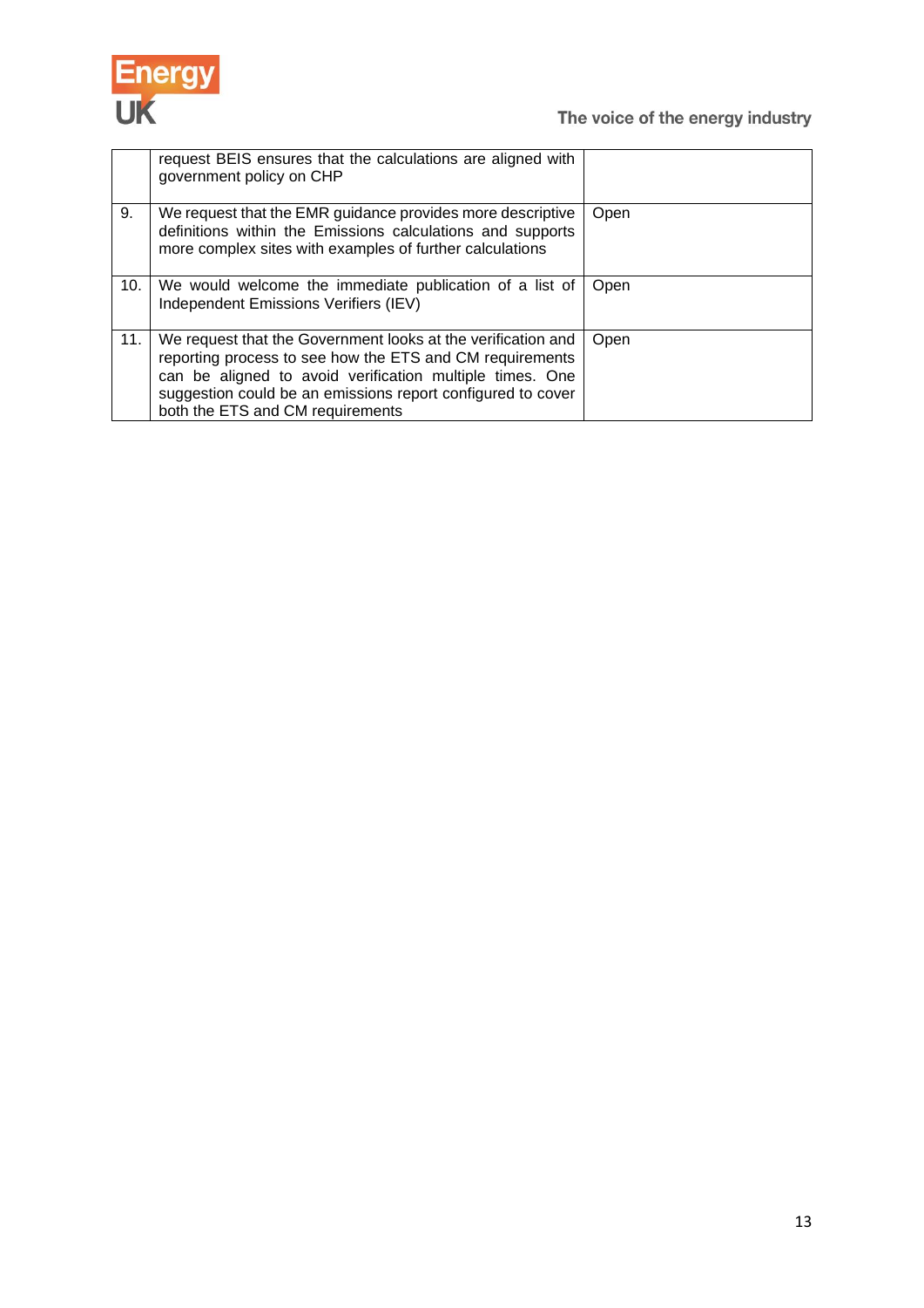| | | |
|---|---|---|
| | request BEIS ensures that the calculations are aligned with government policy on CHP | |
| 9. | We request that the EMR guidance provides more descriptive definitions within the Emissions calculations and supports more complex sites with examples of further calculations | Open |
| 10. | We would welcome the immediate publication of a list of Independent Emissions Verifiers (IEV) | Open |
| 11. | We request that the Government looks at the verification and reporting process to see how the ETS and CM requirements can be aligned to avoid verification multiple times. One suggestion could be an emissions report configured to cover both the ETS and CM requirements | Open |